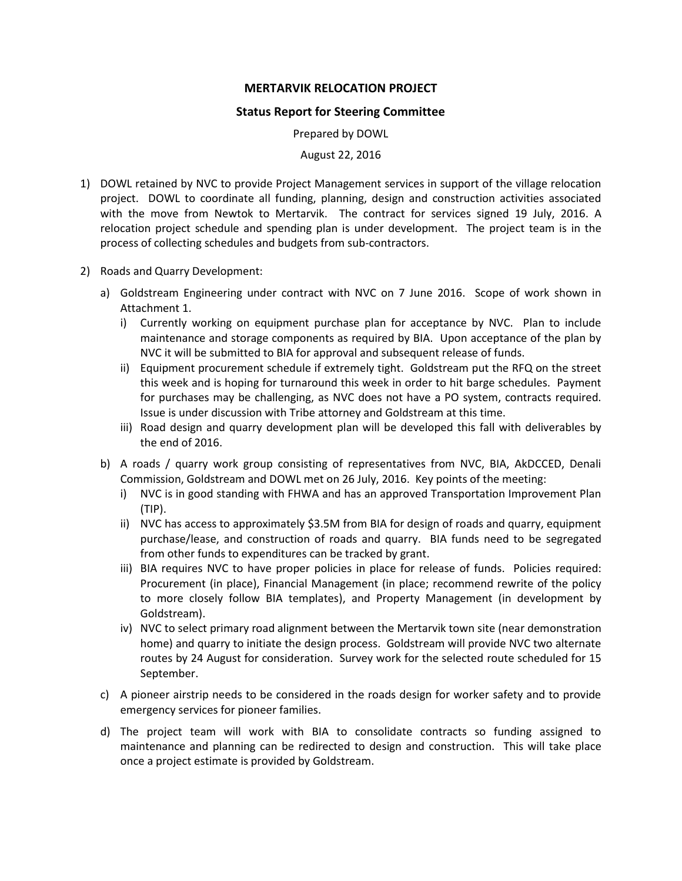# MERTARVIK RELOCATION PROJECT

## Status Report for Steering Committee

Prepared by DOWL

August 22, 2016

1) DOWL retained by NVC to provide Project Management services in support of the village relocation project. DOWL to coordinate all funding, planning, design and construction activities associated with the move from Newtok to Mertarvik. The contract for services signed 19 July, 2016. A relocation project schedule and spending plan is under development. The project team is in the process of collecting schedules and budgets from sub-contractors.

2) Roads and Quarry Development:

   a) Goldstream Engineering under contract with NVC on 7 June 2016. Scope of work shown in Attachment 1.

      i) Currently working on equipment purchase plan for acceptance by NVC. Plan to include maintenance and storage components as required by BIA. Upon acceptance of the plan by NVC it will be submitted to BIA for approval and subsequent release of funds.

      ii) Equipment procurement schedule if extremely tight. Goldstream put the RFQ on the street this week and is hoping for turnaround this week in order to hit barge schedules. Payment for purchases may be challenging, as NVC does not have a PO system, contracts required. Issue is under discussion with Tribe attorney and Goldstream at this time.

      iii) Road design and quarry development plan will be developed this fall with deliverables by the end of 2016.

   b) A roads / quarry work group consisting of representatives from NVC, BIA, AkDCCED, Denali Commission, Goldstream and DOWL met on 26 July, 2016. Key points of the meeting:

      i) NVC is in good standing with FHWA and has an approved Transportation Improvement Plan (TIP).

      ii) NVC has access to approximately $3.5M from BIA for design of roads and quarry, equipment purchase/lease, and construction of roads and quarry. BIA funds need to be segregated from other funds to expenditures can be tracked by grant.

      iii) BIA requires NVC to have proper policies in place for release of funds. Policies required: Procurement (in place), Financial Management (in place; recommend rewrite of the policy to more closely follow BIA templates), and Property Management (in development by Goldstream).

      iv) NVC to select primary road alignment between the Mertarvik town site (near demonstration home) and quarry to initiate the design process. Goldstream will provide NVC two alternate routes by 24 August for consideration. Survey work for the selected route scheduled for 15 September.

   c) A pioneer airstrip needs to be considered in the roads design for worker safety and to provide emergency services for pioneer families.

   d) The project team will work with BIA to consolidate contracts so funding assigned to maintenance and planning can be redirected to design and construction. This will take place once a project estimate is provided by Goldstream.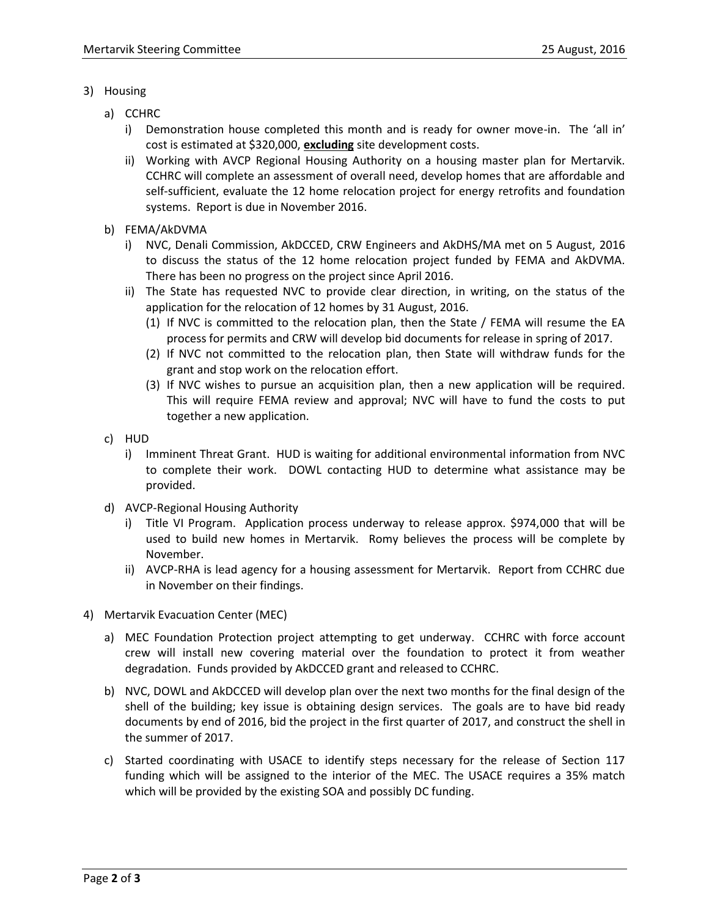3) Housing

   a) CCHRC

      i) Demonstration house completed this month and is ready for owner move-in. The 'all in' cost is estimated at $320,000, **excluding** site development costs.

      ii) Working with AVCP Regional Housing Authority on a housing master plan for Mertarvik. CCHRC will complete an assessment of overall need, develop homes that are affordable and self-sufficient, evaluate the 12 home relocation project for energy retrofits and foundation systems. Report is due in November 2016.

   b) FEMA/AkDVMA

      i) NVC, Denali Commission, AkDCCED, CRW Engineers and AkDHS/MA met on 5 August, 2016 to discuss the status of the 12 home relocation project funded by FEMA and AkDVMA. There has been no progress on the project since April 2016.

      ii) The State has requested NVC to provide clear direction, in writing, on the status of the application for the relocation of 12 homes by 31 August, 2016.

         (1) If NVC is committed to the relocation plan, then the State / FEMA will resume the EA process for permits and CRW will develop bid documents for release in spring of 2017.

         (2) If NVC not committed to the relocation plan, then State will withdraw funds for the grant and stop work on the relocation effort.

         (3) If NVC wishes to pursue an acquisition plan, then a new application will be required. This will require FEMA review and approval; NVC will have to fund the costs to put together a new application.

   c) HUD

      i) Imminent Threat Grant. HUD is waiting for additional environmental information from NVC to complete their work. DOWL contacting HUD to determine what assistance may be provided.

   d) AVCP-Regional Housing Authority

      i) Title VI Program. Application process underway to release approx. $974,000 that will be used to build new homes in Mertarvik. Romy believes the process will be complete by November.

      ii) AVCP-RHA is lead agency for a housing assessment for Mertarvik. Report from CCHRC due in November on their findings.

4) Mertarvik Evacuation Center (MEC)

   a) MEC Foundation Protection project attempting to get underway. CCHRC with force account crew will install new covering material over the foundation to protect it from weather degradation. Funds provided by AkDCCED grant and released to CCHRC.

   b) NVC, DOWL and AkDCCED will develop plan over the next two months for the final design of the shell of the building; key issue is obtaining design services. The goals are to have bid ready documents by end of 2016, bid the project in the first quarter of 2017, and construct the shell in the summer of 2017.

   c) Started coordinating with USACE to identify steps necessary for the release of Section 117 funding which will be assigned to the interior of the MEC. The USACE requires a 35% match which will be provided by the existing SOA and possibly DC funding.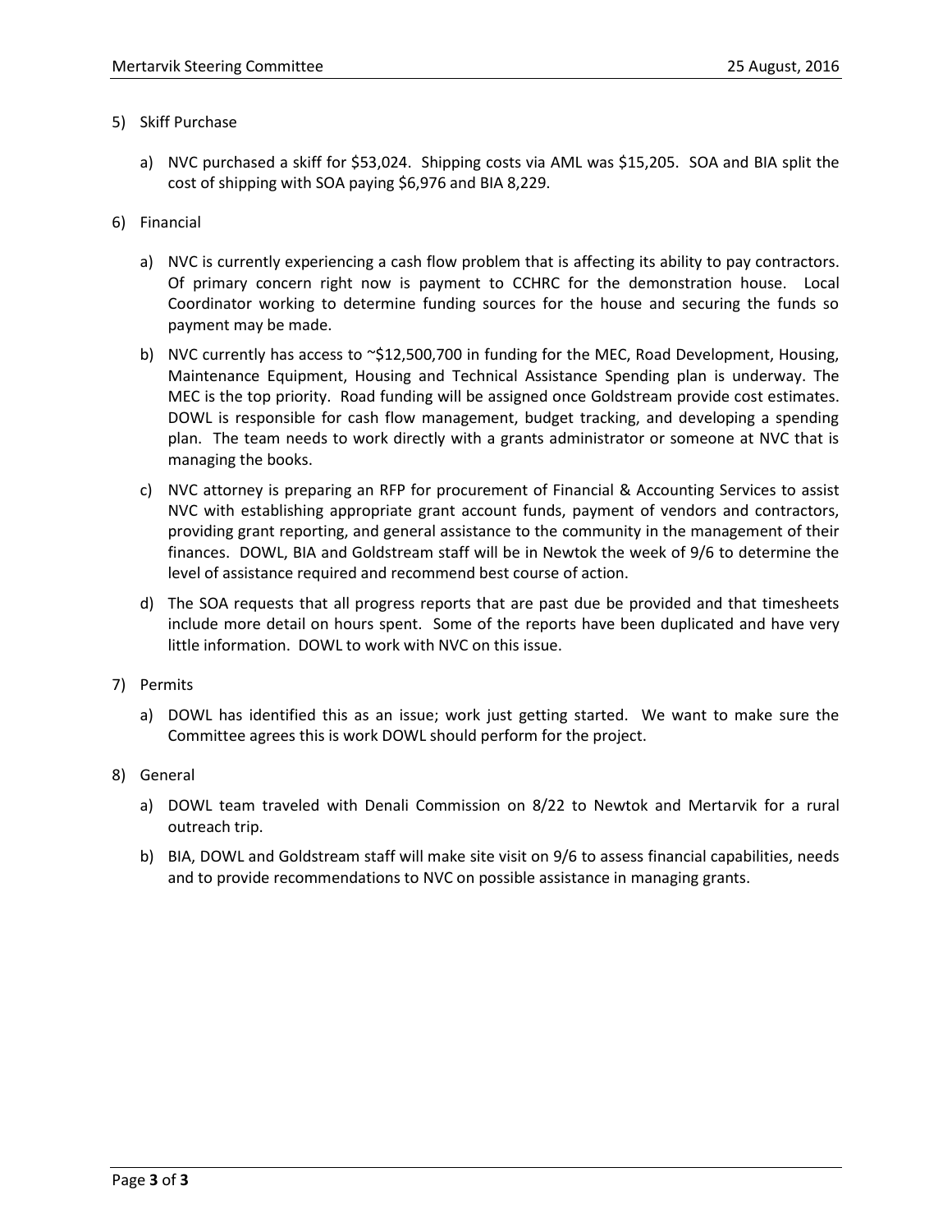5) Skiff Purchase

   a) NVC purchased a skiff for $53,024. Shipping costs via AML was $15,205. SOA and BIA split the cost of shipping with SOA paying $6,976 and BIA 8,229.

6) Financial

   a) NVC is currently experiencing a cash flow problem that is affecting its ability to pay contractors. Of primary concern right now is payment to CCHRC for the demonstration house. Local Coordinator working to determine funding sources for the house and securing the funds so payment may be made.

   b) NVC currently has access to ~$12,500,700 in funding for the MEC, Road Development, Housing, Maintenance Equipment, Housing and Technical Assistance Spending plan is underway. The MEC is the top priority. Road funding will be assigned once Goldstream provide cost estimates. DOWL is responsible for cash flow management, budget tracking, and developing a spending plan. The team needs to work directly with a grants administrator or someone at NVC that is managing the books.

   c) NVC attorney is preparing an RFP for procurement of Financial & Accounting Services to assist NVC with establishing appropriate grant account funds, payment of vendors and contractors, providing grant reporting, and general assistance to the community in the management of their finances. DOWL, BIA and Goldstream staff will be in Newtok the week of 9/6 to determine the level of assistance required and recommend best course of action.

   d) The SOA requests that all progress reports that are past due be provided and that timesheets include more detail on hours spent. Some of the reports have been duplicated and have very little information. DOWL to work with NVC on this issue.

7) Permits

   a) DOWL has identified this as an issue; work just getting started. We want to make sure the Committee agrees this is work DOWL should perform for the project.

8) General

   a) DOWL team traveled with Denali Commission on 8/22 to Newtok and Mertarvik for a rural outreach trip.

   b) BIA, DOWL and Goldstream staff will make site visit on 9/6 to assess financial capabilities, needs and to provide recommendations to NVC on possible assistance in managing grants.